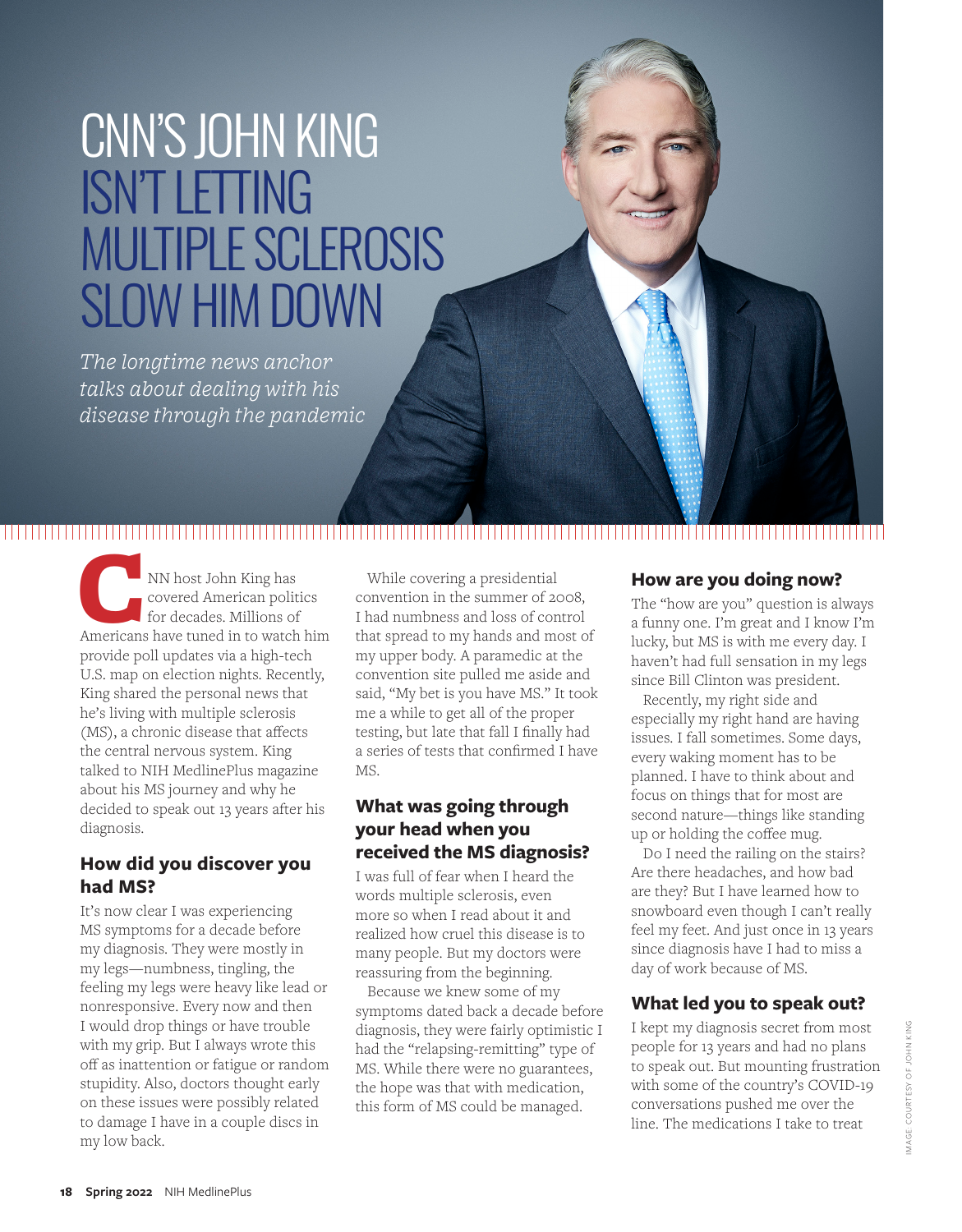# CNN'S JOHN KING ISN'T LETTING MULTIPLE SCLEROSIS SLOW HIM DOWN

*The longtime news anchor talks about dealing with his disease through the pandemic*

CNN host John King has covered American politics for decades. Millions of Americans have tuned in to watch him provide poll updates via a high-tech U.S. map on election nights. Recently, King shared the personal news that he's living with multiple sclerosis (MS), a chronic disease that affects the central nervous system. King talked to NIH MedlinePlus magazine about his MS journey and why he decided to speak out 13 years after his diagnosis.

## How did you discover you had MS?

It's now clear I was experiencing MS symptoms for a decade before my diagnosis. They were mostly in my legs—numbness, tingling, the feeling my legs were heavy like lead or nonresponsive. Every now and then I would drop things or have trouble with my grip. But I always wrote this off as inattention or fatigue or random stupidity. Also, doctors thought early on these issues were possibly related to damage I have in a couple discs in my low back.

While covering a presidential convention in the summer of 2008, I had numbness and loss of control that spread to my hands and most of my upper body. A paramedic at the convention site pulled me aside and said, "My bet is you have MS." It took me a while to get all of the proper testing, but late that fall I finally had a series of tests that confirmed I have MS.

## What was going through your head when you received the MS diagnosis?

I was full of fear when I heard the words multiple sclerosis, even more so when I read about it and realized how cruel this disease is to many people. But my doctors were reassuring from the beginning.

Because we knew some of my symptoms dated back a decade before diagnosis, they were fairly optimistic I had the "relapsing-remitting" type of MS. While there were no guarantees, the hope was that with medication, this form of MS could be managed.

## How are you doing now?

The "how are you" question is always a funny one. I'm great and I know I'm lucky, but MS is with me every day. I haven't had full sensation in my legs since Bill Clinton was president.

Recently, my right side and especially my right hand are having issues. I fall sometimes. Some days, every waking moment has to be planned. I have to think about and focus on things that for most are second nature—things like standing up or holding the coffee mug.

Do I need the railing on the stairs? Are there headaches, and how bad are they? But I have learned how to snowboard even though I can't really feel my feet. And just once in 13 years since diagnosis have I had to miss a day of work because of MS.

## What led you to speak out?

I kept my diagnosis secret from most people for 13 years and had no plans to speak out. But mounting frustration with some of the country's COVID-19 conversations pushed me over the line. The medications I take to treat

IMAGE: COURTESY OF JOHN KING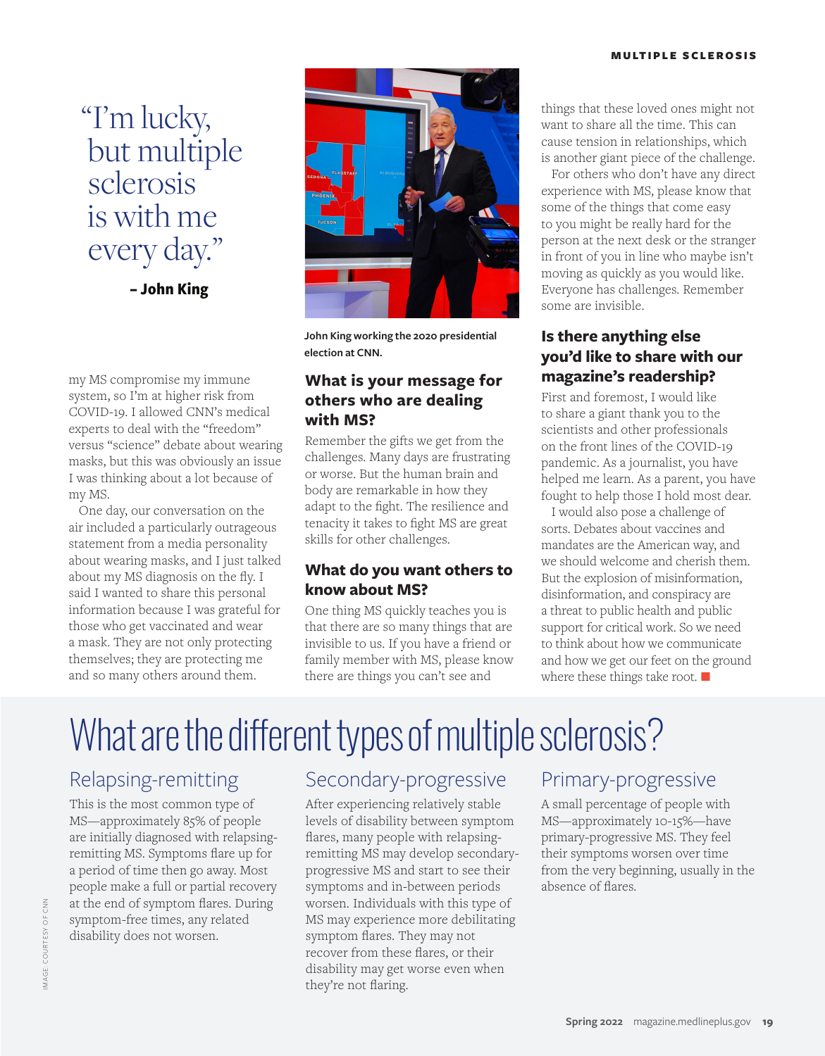"I'm lucky, but multiple sclerosis is with me every day."

**– John King**

John King working the 2020 presidential election at CNN.

my MS compromise my immune system, so I'm at higher risk from COVID-19. I allowed CNN's medical experts to deal with the "freedom" versus "science" debate about wearing masks, but this was obviously an issue I was thinking about a lot because of my MS.

One day, our conversation on the air included a particularly outrageous statement from a media personality about wearing masks, and I just talked about my MS diagnosis on the fly. I said I wanted to share this personal information because I was grateful for those who get vaccinated and wear a mask. They are not only protecting themselves; they are protecting me and so many others around them.

### What is your message for others who are dealing with MS?

Remember the gifts we get from the challenges. Many days are frustrating or worse. But the human brain and body are remarkable in how they adapt to the fight. The resilience and tenacity it takes to fight MS are great skills for other challenges.

### What do you want others to know about MS?

One thing MS quickly teaches you is that there are so many things that are invisible to us. If you have a friend or family member with MS, please know there are things you can't see and things that these loved ones might not want to share all the time. This can cause tension in relationships, which is another giant piece of the challenge.

For others who don't have any direct experience with MS, please know that some of the things that come easy to you might be really hard for the person at the next desk or the stranger in front of you in line who maybe isn't moving as quickly as you would like. Everyone has challenges. Remember some are invisible.

### Is there anything else you'd like to share with our magazine's readership?

First and foremost, I would like to share a giant thank you to the scientists and other professionals on the front lines of the COVID-19 pandemic. As a journalist, you have helped me learn. As a parent, you have fought to help those I hold most dear.

I would also pose a challenge of sorts. Debates about vaccines and mandates are the American way, and we should welcome and cherish them. But the explosion of misinformation, disinformation, and conspiracy are a threat to public health and public support for critical work. So we need to think about how we communicate and how we get our feet on the ground where these things take root.

## What are the different types of multiple sclerosis?

### Relapsing-remitting

This is the most common type of MS—approximately 85% of people are initially diagnosed with relapsing-remitting MS. Symptoms flare up for a period of time then go away. Most people make a full or partial recovery at the end of symptom flares. During symptom-free times, any related disability does not worsen.

### Secondary-progressive

After experiencing relatively stable levels of disability between symptom flares, many people with relapsing-remitting MS may develop secondary-progressive MS and start to see their symptoms and in-between periods worsen. Individuals with this type of MS may experience more debilitating symptom flares. They may not recover from these flares, or their disability may get worse even when they're not flaring.

### Primary-progressive

A small percentage of people with MS—approximately 10-15%—have primary-progressive MS. They feel their symptoms worsen over time from the very beginning, usually in the absence of flares.

IMAGE: COURTESY OF CNN